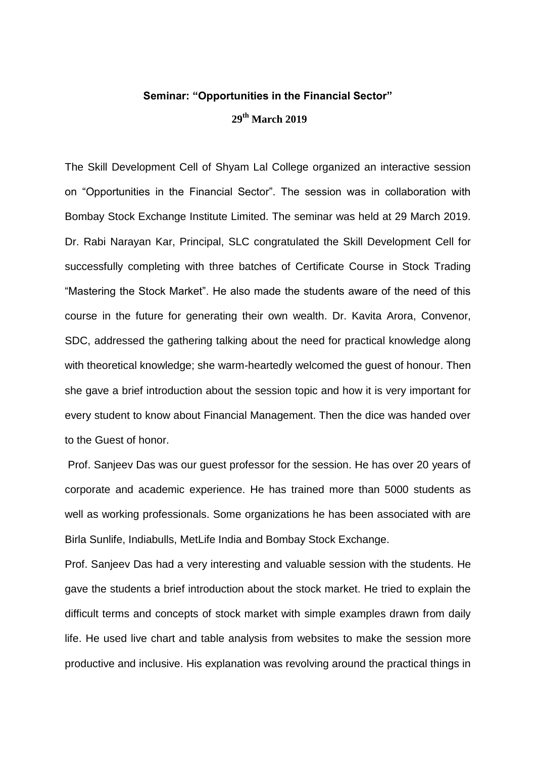**Seminar: "Opportunities in the Financial Sector"**

**29th March 2019**

The Skill Development Cell of Shyam Lal College organized an interactive session on "Opportunities in the Financial Sector". The session was in collaboration with Bombay Stock Exchange Institute Limited. The seminar was held at 29 March 2019. Dr. Rabi Narayan Kar, Principal, SLC congratulated the Skill Development Cell for successfully completing with three batches of Certificate Course in Stock Trading "Mastering the Stock Market". He also made the students aware of the need of this course in the future for generating their own wealth. Dr. Kavita Arora, Convenor, SDC, addressed the gathering talking about the need for practical knowledge along with theoretical knowledge; she warm-heartedly welcomed the guest of honour. Then she gave a brief introduction about the session topic and how it is very important for every student to know about Financial Management. Then the dice was handed over to the Guest of honor.

Prof. Sanjeev Das was our guest professor for the session. He has over 20 years of corporate and academic experience. He has trained more than 5000 students as well as working professionals. Some organizations he has been associated with are Birla Sunlife, Indiabulls, MetLife India and Bombay Stock Exchange.

Prof. Sanjeev Das had a very interesting and valuable session with the students. He gave the students a brief introduction about the stock market. He tried to explain the difficult terms and concepts of stock market with simple examples drawn from daily life. He used live chart and table analysis from websites to make the session more productive and inclusive. His explanation was revolving around the practical things in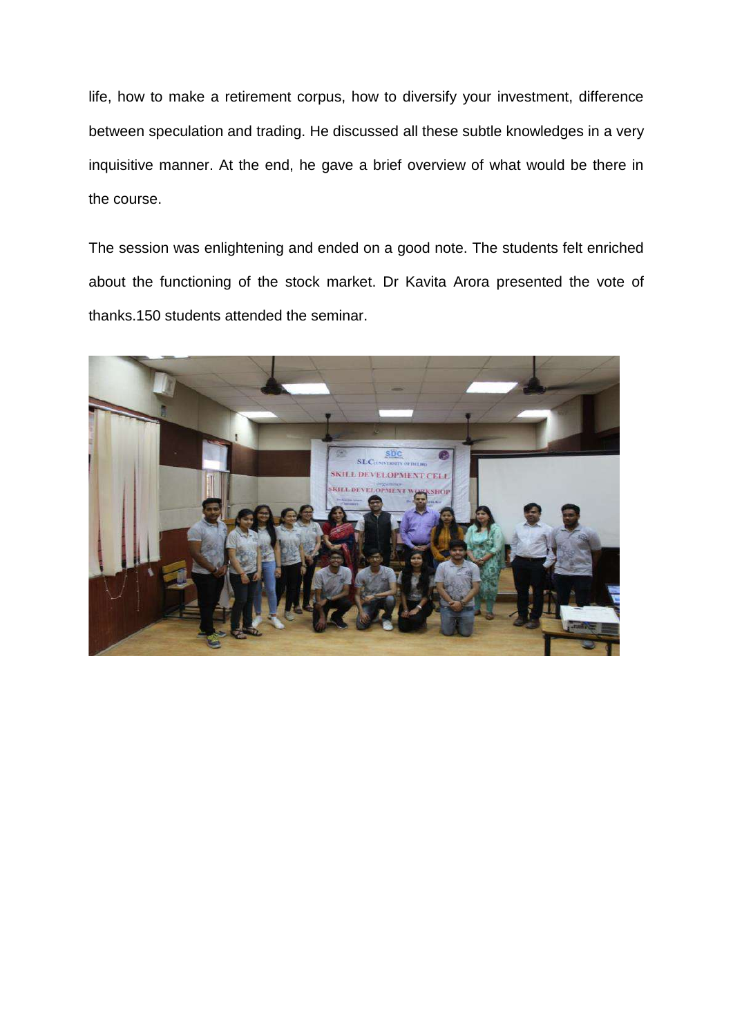life, how to make a retirement corpus, how to diversify your investment, difference between speculation and trading. He discussed all these subtle knowledges in a very inquisitive manner. At the end, he gave a brief overview of what would be there in the course.

The session was enlightening and ended on a good note. The students felt enriched about the functioning of the stock market. Dr Kavita Arora presented the vote of thanks.150 students attended the seminar.